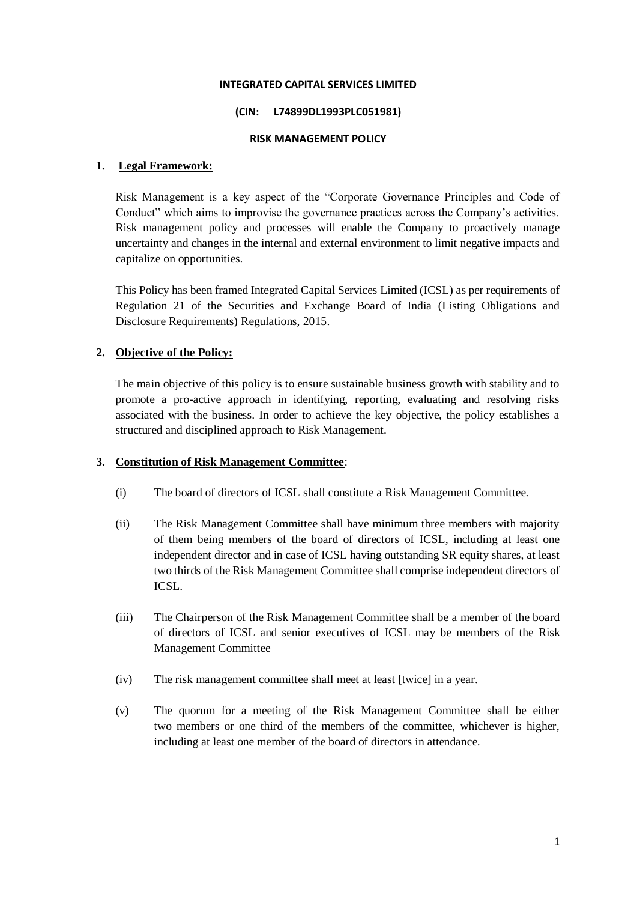**INTEGRATED CAPITAL SERVICES LIMITED**

**(CIN: L74899DL1993PLC051981)**

**RISK MANAGEMENT POLICY**

## 1. Legal Framework:

Risk Management is a key aspect of the "Corporate Governance Principles and Code of Conduct" which aims to improvise the governance practices across the Company's activities. Risk management policy and processes will enable the Company to proactively manage uncertainty and changes in the internal and external environment to limit negative impacts and capitalize on opportunities.

This Policy has been framed Integrated Capital Services Limited (ICSL) as per requirements of Regulation 21 of the Securities and Exchange Board of India (Listing Obligations and Disclosure Requirements) Regulations, 2015.

## 2. Objective of the Policy:

The main objective of this policy is to ensure sustainable business growth with stability and to promote a pro-active approach in identifying, reporting, evaluating and resolving risks associated with the business. In order to achieve the key objective, the policy establishes a structured and disciplined approach to Risk Management.

## 3. Constitution of Risk Management Committee:

(i) The board of directors of ICSL shall constitute a Risk Management Committee.

(ii) The Risk Management Committee shall have minimum three members with majority of them being members of the board of directors of ICSL, including at least one independent director and in case of ICSL having outstanding SR equity shares, at least two thirds of the Risk Management Committee shall comprise independent directors of ICSL.

(iii) The Chairperson of the Risk Management Committee shall be a member of the board of directors of ICSL and senior executives of ICSL may be members of the Risk Management Committee

(iv) The risk management committee shall meet at least [twice] in a year.

(v) The quorum for a meeting of the Risk Management Committee shall be either two members or one third of the members of the committee, whichever is higher, including at least one member of the board of directors in attendance.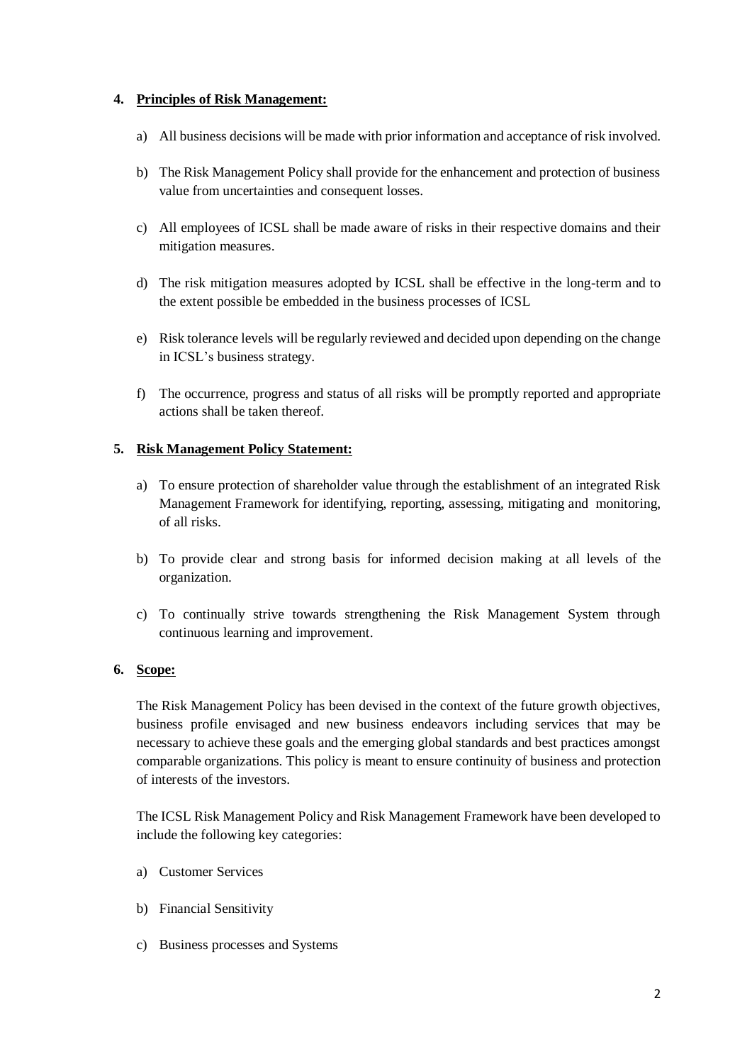## 4. Principles of Risk Management:

a) All business decisions will be made with prior information and acceptance of risk involved.

b) The Risk Management Policy shall provide for the enhancement and protection of business value from uncertainties and consequent losses.

c) All employees of ICSL shall be made aware of risks in their respective domains and their mitigation measures.

d) The risk mitigation measures adopted by ICSL shall be effective in the long-term and to the extent possible be embedded in the business processes of ICSL

e) Risk tolerance levels will be regularly reviewed and decided upon depending on the change in ICSL's business strategy.

f) The occurrence, progress and status of all risks will be promptly reported and appropriate actions shall be taken thereof.

## 5. Risk Management Policy Statement:

a) To ensure protection of shareholder value through the establishment of an integrated Risk Management Framework for identifying, reporting, assessing, mitigating and monitoring, of all risks.

b) To provide clear and strong basis for informed decision making at all levels of the organization.

c) To continually strive towards strengthening the Risk Management System through continuous learning and improvement.

## 6. Scope:

The Risk Management Policy has been devised in the context of the future growth objectives, business profile envisaged and new business endeavors including services that may be necessary to achieve these goals and the emerging global standards and best practices amongst comparable organizations. This policy is meant to ensure continuity of business and protection of interests of the investors.

The ICSL Risk Management Policy and Risk Management Framework have been developed to include the following key categories:

a) Customer Services

b) Financial Sensitivity

c) Business processes and Systems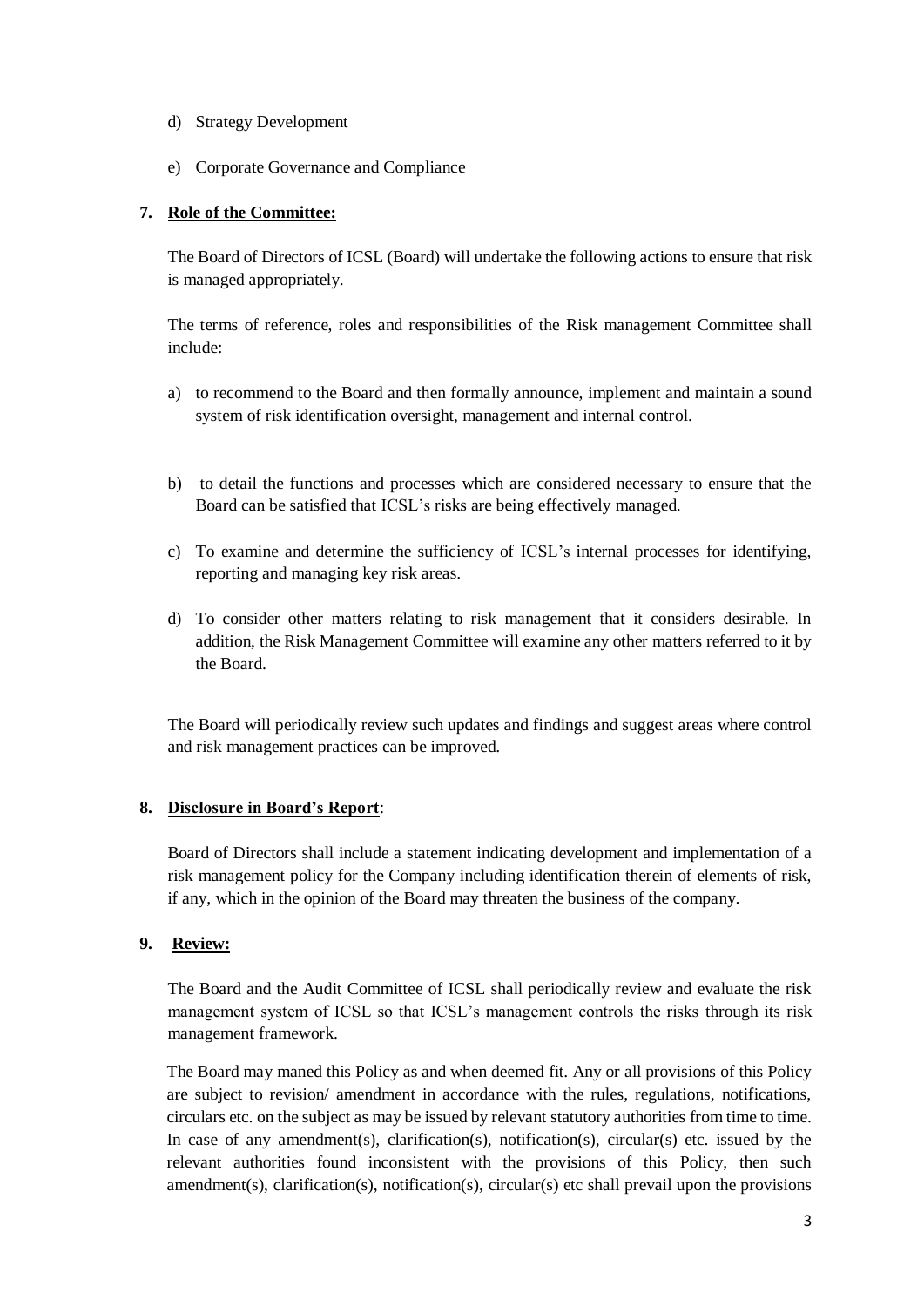d) Strategy Development

e) Corporate Governance and Compliance

**7. Role of the Committee:**

The Board of Directors of ICSL (Board) will undertake the following actions to ensure that risk is managed appropriately.

The terms of reference, roles and responsibilities of the Risk management Committee shall include:

a) to recommend to the Board and then formally announce, implement and maintain a sound system of risk identification oversight, management and internal control.

b) to detail the functions and processes which are considered necessary to ensure that the Board can be satisfied that ICSL's risks are being effectively managed.

c) To examine and determine the sufficiency of ICSL's internal processes for identifying, reporting and managing key risk areas.

d) To consider other matters relating to risk management that it considers desirable. In addition, the Risk Management Committee will examine any other matters referred to it by the Board.

The Board will periodically review such updates and findings and suggest areas where control and risk management practices can be improved.

**8. Disclosure in Board's Report**:

Board of Directors shall include a statement indicating development and implementation of a risk management policy for the Company including identification therein of elements of risk, if any, which in the opinion of the Board may threaten the business of the company.

**9. Review:**

The Board and the Audit Committee of ICSL shall periodically review and evaluate the risk management system of ICSL so that ICSL's management controls the risks through its risk management framework.

The Board may maned this Policy as and when deemed fit. Any or all provisions of this Policy are subject to revision/ amendment in accordance with the rules, regulations, notifications, circulars etc. on the subject as may be issued by relevant statutory authorities from time to time. In case of any amendment(s), clarification(s), notification(s), circular(s) etc. issued by the relevant authorities found inconsistent with the provisions of this Policy, then such amendment(s), clarification(s), notification(s), circular(s) etc shall prevail upon the provisions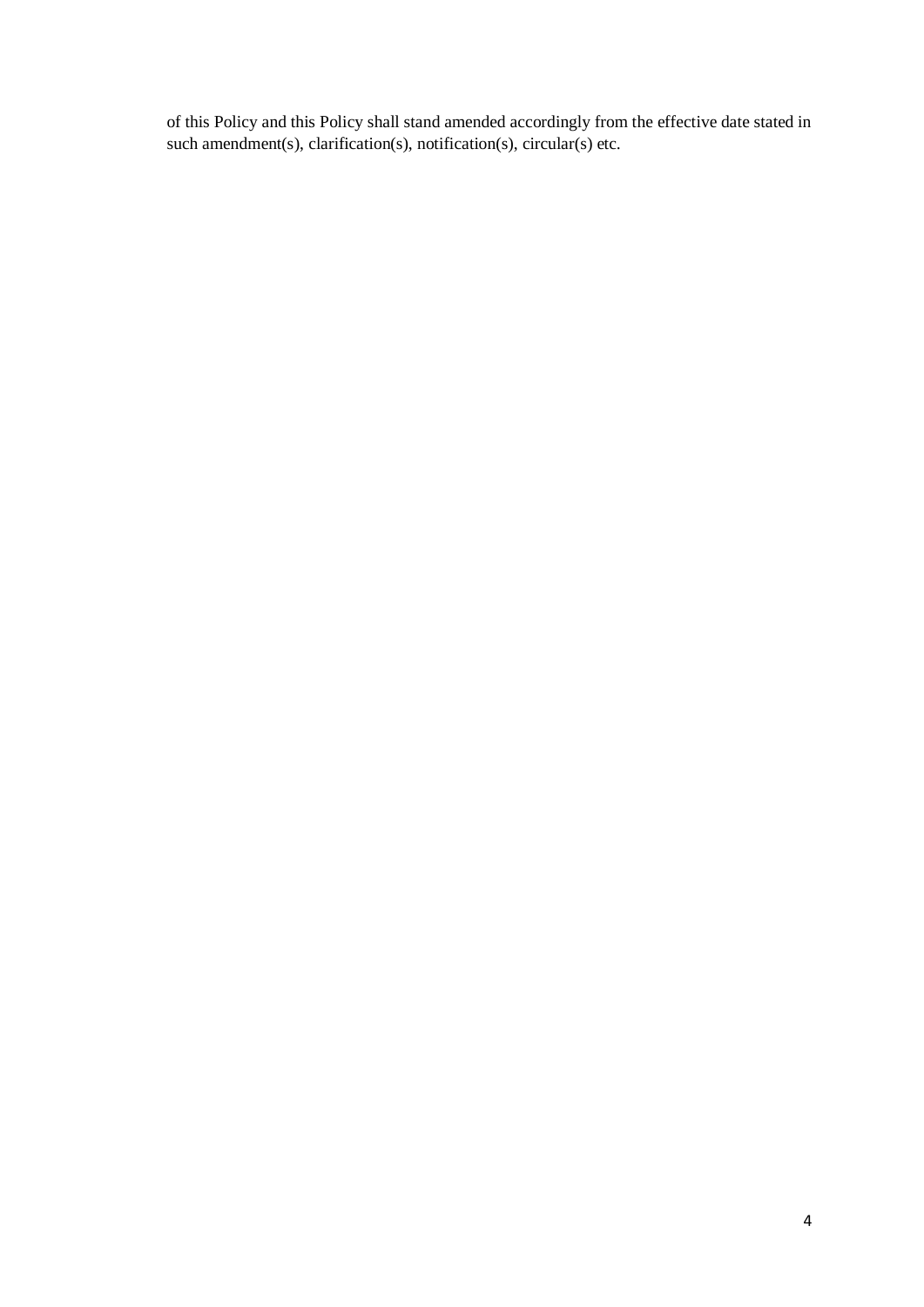of this Policy and this Policy shall stand amended accordingly from the effective date stated in such amendment(s), clarification(s), notification(s), circular(s) etc.